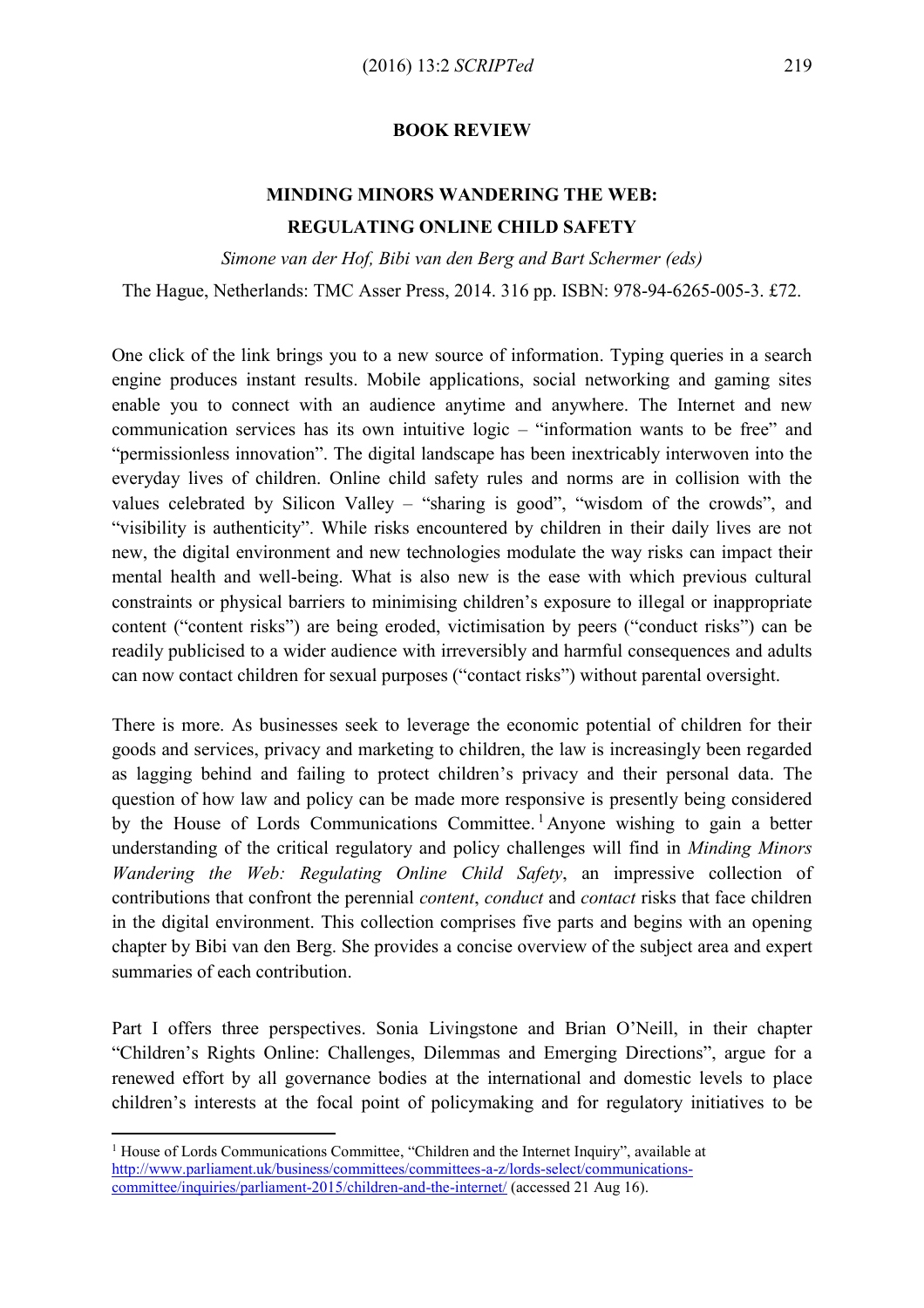## BOOK REVIEW

### MINDING MINORS WANDERING THE WEB: REGULATING ONLINE CHILD SAFETY

*Simone van der Hof, Bibi van den Berg and Bart Schermer (eds)*

The Hague, Netherlands: TMC Asser Press, 2014. 316 pp. ISBN: 978-94-6265-005-3. £72.

One click of the link brings you to a new source of information. Typing queries in a search engine produces instant results. Mobile applications, social networking and gaming sites enable you to connect with an audience anytime and anywhere. The Internet and new communication services has its own intuitive logic – "information wants to be free" and "permissionless innovation". The digital landscape has been inextricably interwoven into the everyday lives of children. Online child safety rules and norms are in collision with the values celebrated by Silicon Valley – "sharing is good", "wisdom of the crowds", and "visibility is authenticity". While risks encountered by children in their daily lives are not new, the digital environment and new technologies modulate the way risks can impact their mental health and well-being. What is also new is the ease with which previous cultural constraints or physical barriers to minimising children's exposure to illegal or inappropriate content ("content risks") are being eroded, victimisation by peers ("conduct risks") can be readily publicised to a wider audience with irreversibly and harmful consequences and adults can now contact children for sexual purposes ("contact risks") without parental oversight.

There is more. As businesses seek to leverage the economic potential of children for their goods and services, privacy and marketing to children, the law is increasingly been regarded as lagging behind and failing to protect children's privacy and their personal data. The question of how law and policy can be made more responsive is presently being considered by the House of Lords Communications Committee.[1] Anyone wishing to gain a better understanding of the critical regulatory and policy challenges will find in *Minding Minors Wandering the Web: Regulating Online Child Safety*, an impressive collection of contributions that confront the perennial *content*, *conduct* and *contact* risks that face children in the digital environment. This collection comprises five parts and begins with an opening chapter by Bibi van den Berg. She provides a concise overview of the subject area and expert summaries of each contribution.

Part I offers three perspectives. Sonia Livingstone and Brian O'Neill, in their chapter "Children's Rights Online: Challenges, Dilemmas and Emerging Directions", argue for a renewed effort by all governance bodies at the international and domestic levels to place children's interests at the focal point of policymaking and for regulatory initiatives to be

---

[1] House of Lords Communications Committee, "Children and the Internet Inquiry", available at http://www.parliament.uk/business/committees/committees-a-z/lords-select/communications-committee/inquiries/parliament-2015/children-and-the-internet/ (accessed 21 Aug 16).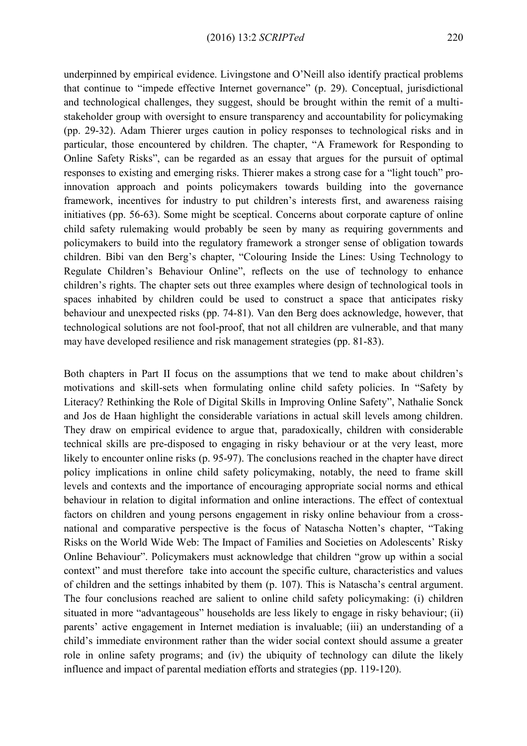underpinned by empirical evidence. Livingstone and O'Neill also identify practical problems that continue to "impede effective Internet governance" (p. 29). Conceptual, jurisdictional and technological challenges, they suggest, should be brought within the remit of a multi-stakeholder group with oversight to ensure transparency and accountability for policymaking (pp. 29-32). Adam Thierer urges caution in policy responses to technological risks and in particular, those encountered by children. The chapter, "A Framework for Responding to Online Safety Risks", can be regarded as an essay that argues for the pursuit of optimal responses to existing and emerging risks. Thierer makes a strong case for a "light touch" pro-innovation approach and points policymakers towards building into the governance framework, incentives for industry to put children's interests first, and awareness raising initiatives (pp. 56-63). Some might be sceptical. Concerns about corporate capture of online child safety rulemaking would probably be seen by many as requiring governments and policymakers to build into the regulatory framework a stronger sense of obligation towards children. Bibi van den Berg's chapter, "Colouring Inside the Lines: Using Technology to Regulate Children's Behaviour Online", reflects on the use of technology to enhance children's rights. The chapter sets out three examples where design of technological tools in spaces inhabited by children could be used to construct a space that anticipates risky behaviour and unexpected risks (pp. 74-81). Van den Berg does acknowledge, however, that technological solutions are not fool-proof, that not all children are vulnerable, and that many may have developed resilience and risk management strategies (pp. 81-83).

Both chapters in Part II focus on the assumptions that we tend to make about children's motivations and skill-sets when formulating online child safety policies. In "Safety by Literacy? Rethinking the Role of Digital Skills in Improving Online Safety", Nathalie Sonck and Jos de Haan highlight the considerable variations in actual skill levels among children. They draw on empirical evidence to argue that, paradoxically, children with considerable technical skills are pre-disposed to engaging in risky behaviour or at the very least, more likely to encounter online risks (p. 95-97). The conclusions reached in the chapter have direct policy implications in online child safety policymaking, notably, the need to frame skill levels and contexts and the importance of encouraging appropriate social norms and ethical behaviour in relation to digital information and online interactions. The effect of contextual factors on children and young persons engagement in risky online behaviour from a cross-national and comparative perspective is the focus of Natascha Notten's chapter, "Taking Risks on the World Wide Web: The Impact of Families and Societies on Adolescents' Risky Online Behaviour". Policymakers must acknowledge that children "grow up within a social context" and must therefore take into account the specific culture, characteristics and values of children and the settings inhabited by them (p. 107). This is Natascha's central argument. The four conclusions reached are salient to online child safety policymaking: (i) children situated in more "advantageous" households are less likely to engage in risky behaviour; (ii) parents' active engagement in Internet mediation is invaluable; (iii) an understanding of a child's immediate environment rather than the wider social context should assume a greater role in online safety programs; and (iv) the ubiquity of technology can dilute the likely influence and impact of parental mediation efforts and strategies (pp. 119-120).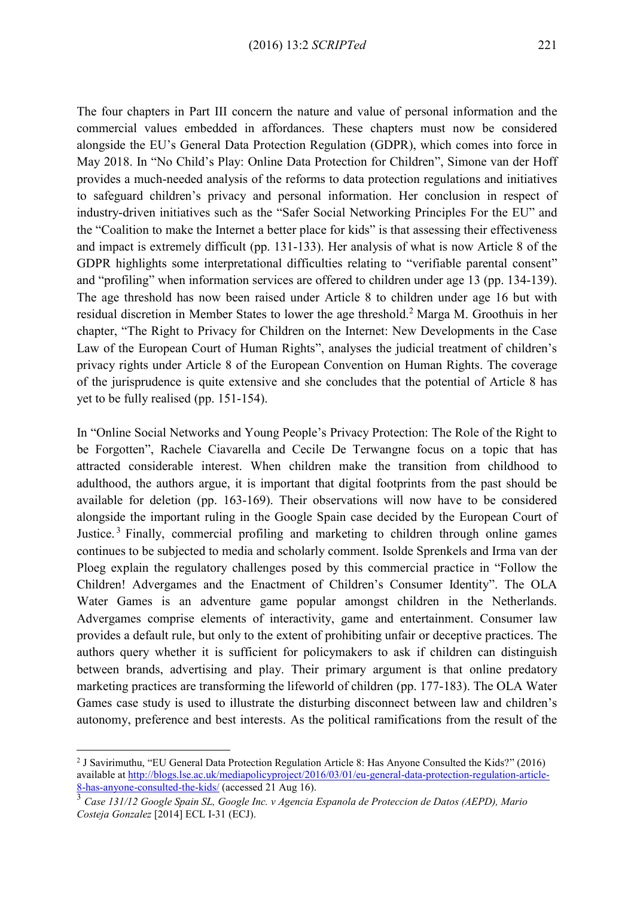The four chapters in Part III concern the nature and value of personal information and the commercial values embedded in affordances. These chapters must now be considered alongside the EU's General Data Protection Regulation (GDPR), which comes into force in May 2018. In "No Child's Play: Online Data Protection for Children", Simone van der Hoff provides a much-needed analysis of the reforms to data protection regulations and initiatives to safeguard children's privacy and personal information. Her conclusion in respect of industry-driven initiatives such as the "Safer Social Networking Principles For the EU" and the "Coalition to make the Internet a better place for kids" is that assessing their effectiveness and impact is extremely difficult (pp. 131-133). Her analysis of what is now Article 8 of the GDPR highlights some interpretational difficulties relating to "verifiable parental consent" and "profiling" when information services are offered to children under age 13 (pp. 134-139). The age threshold has now been raised under Article 8 to children under age 16 but with residual discretion in Member States to lower the age threshold.[2] Marga M. Groothuis in her chapter, "The Right to Privacy for Children on the Internet: New Developments in the Case Law of the European Court of Human Rights", analyses the judicial treatment of children's privacy rights under Article 8 of the European Convention on Human Rights. The coverage of the jurisprudence is quite extensive and she concludes that the potential of Article 8 has yet to be fully realised (pp. 151-154).

In "Online Social Networks and Young People's Privacy Protection: The Role of the Right to be Forgotten", Rachele Ciavarella and Cecile De Terwangne focus on a topic that has attracted considerable interest. When children make the transition from childhood to adulthood, the authors argue, it is important that digital footprints from the past should be available for deletion (pp. 163-169). Their observations will now have to be considered alongside the important ruling in the Google Spain case decided by the European Court of Justice.[3] Finally, commercial profiling and marketing to children through online games continues to be subjected to media and scholarly comment. Isolde Sprenkels and Irma van der Ploeg explain the regulatory challenges posed by this commercial practice in "Follow the Children! Advergames and the Enactment of Children's Consumer Identity". The OLA Water Games is an adventure game popular amongst children in the Netherlands. Advergames comprise elements of interactivity, game and entertainment. Consumer law provides a default rule, but only to the extent of prohibiting unfair or deceptive practices. The authors query whether it is sufficient for policymakers to ask if children can distinguish between brands, advertising and play. Their primary argument is that online predatory marketing practices are transforming the lifeworld of children (pp. 177-183). The OLA Water Games case study is used to illustrate the disturbing disconnect between law and children's autonomy, preference and best interests. As the political ramifications from the result of the

---

[2] J Savirimuthu, "EU General Data Protection Regulation Article 8: Has Anyone Consulted the Kids?" (2016) available at [http://blogs.lse.ac.uk/mediapolicyproject/2016/03/01/eu-general-data-protection-regulation-article-8-has-anyone-consulted-the-kids/](http://blogs.lse.ac.uk/mediapolicyproject/2016/03/01/eu-general-data-protection-regulation-article-8-has-anyone-consulted-the-kids/) (accessed 21 Aug 16).

[3] *Case 131/12 Google Spain SL, Google Inc. v Agencia Espanola de Proteccion de Datos (AEPD), Mario Costeja Gonzalez* [2014] ECL I-31 (ECJ).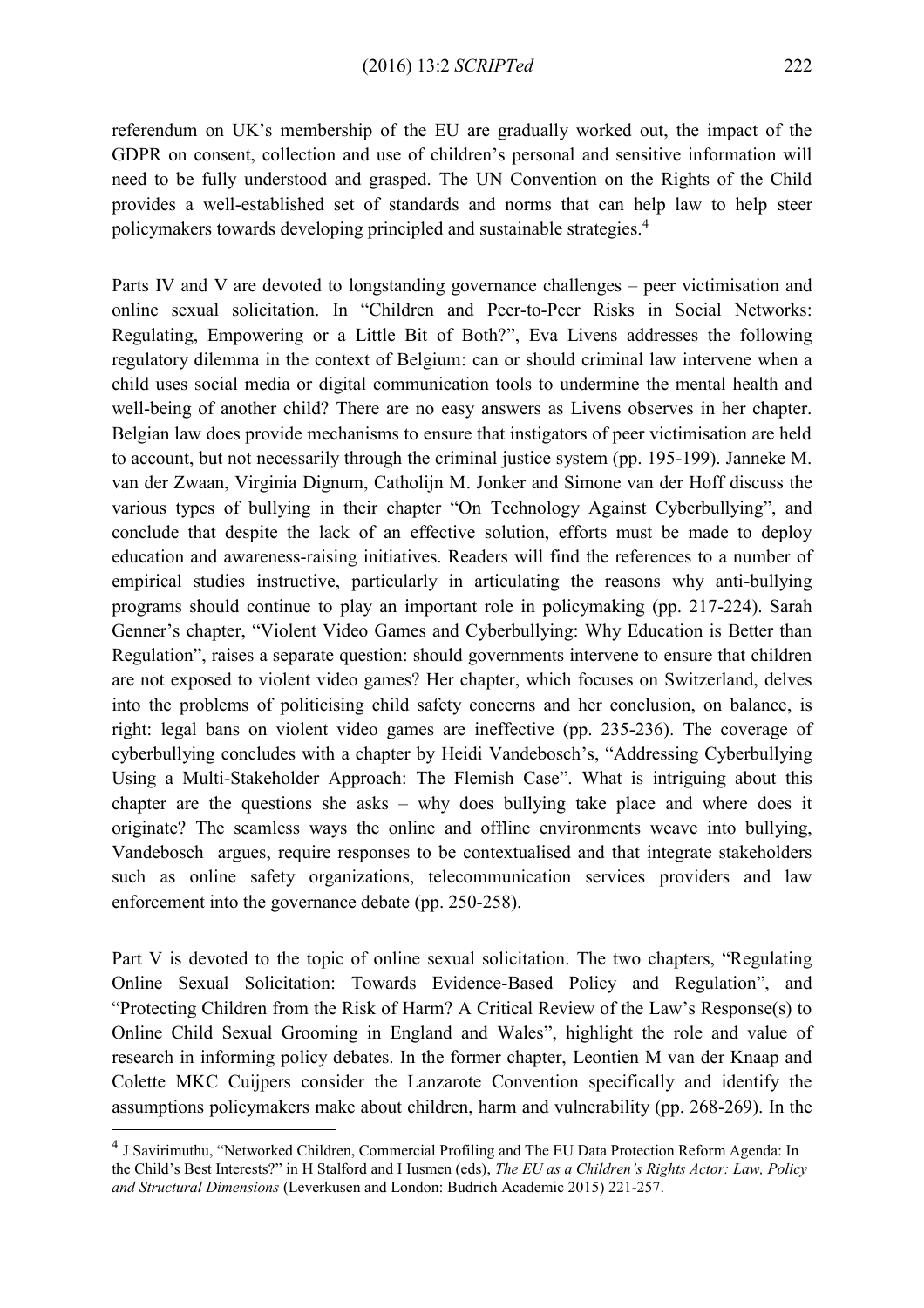referendum on UK's membership of the EU are gradually worked out, the impact of the GDPR on consent, collection and use of children's personal and sensitive information will need to be fully understood and grasped. The UN Convention on the Rights of the Child provides a well-established set of standards and norms that can help law to help steer policymakers towards developing principled and sustainable strategies.[4]

Parts IV and V are devoted to longstanding governance challenges – peer victimisation and online sexual solicitation. In "Children and Peer-to-Peer Risks in Social Networks: Regulating, Empowering or a Little Bit of Both?", Eva Livens addresses the following regulatory dilemma in the context of Belgium: can or should criminal law intervene when a child uses social media or digital communication tools to undermine the mental health and well-being of another child? There are no easy answers as Livens observes in her chapter. Belgian law does provide mechanisms to ensure that instigators of peer victimisation are held to account, but not necessarily through the criminal justice system (pp. 195-199). Janneke M. van der Zwaan, Virginia Dignum, Catholijn M. Jonker and Simone van der Hoff discuss the various types of bullying in their chapter "On Technology Against Cyberbullying", and conclude that despite the lack of an effective solution, efforts must be made to deploy education and awareness-raising initiatives. Readers will find the references to a number of empirical studies instructive, particularly in articulating the reasons why anti-bullying programs should continue to play an important role in policymaking (pp. 217-224). Sarah Genner's chapter, "Violent Video Games and Cyberbullying: Why Education is Better than Regulation", raises a separate question: should governments intervene to ensure that children are not exposed to violent video games? Her chapter, which focuses on Switzerland, delves into the problems of politicising child safety concerns and her conclusion, on balance, is right: legal bans on violent video games are ineffective (pp. 235-236). The coverage of cyberbullying concludes with a chapter by Heidi Vandebosch's, "Addressing Cyberbullying Using a Multi-Stakeholder Approach: The Flemish Case". What is intriguing about this chapter are the questions she asks – why does bullying take place and where does it originate? The seamless ways the online and offline environments weave into bullying, Vandebosch argues, require responses to be contextualised and that integrate stakeholders such as online safety organizations, telecommunication services providers and law enforcement into the governance debate (pp. 250-258).

Part V is devoted to the topic of online sexual solicitation. The two chapters, "Regulating Online Sexual Solicitation: Towards Evidence-Based Policy and Regulation", and "Protecting Children from the Risk of Harm? A Critical Review of the Law's Response(s) to Online Child Sexual Grooming in England and Wales", highlight the role and value of research in informing policy debates. In the former chapter, Leontien M van der Knaap and Colette MKC Cuijpers consider the Lanzarote Convention specifically and identify the assumptions policymakers make about children, harm and vulnerability (pp. 268-269). In the

[4] J Savirimuthu, "Networked Children, Commercial Profiling and The EU Data Protection Reform Agenda: In the Child's Best Interests?" in H Stalford and I Iusmen (eds), *The EU as a Children's Rights Actor: Law, Policy and Structural Dimensions* (Leverkusen and London: Budrich Academic 2015) 221-257.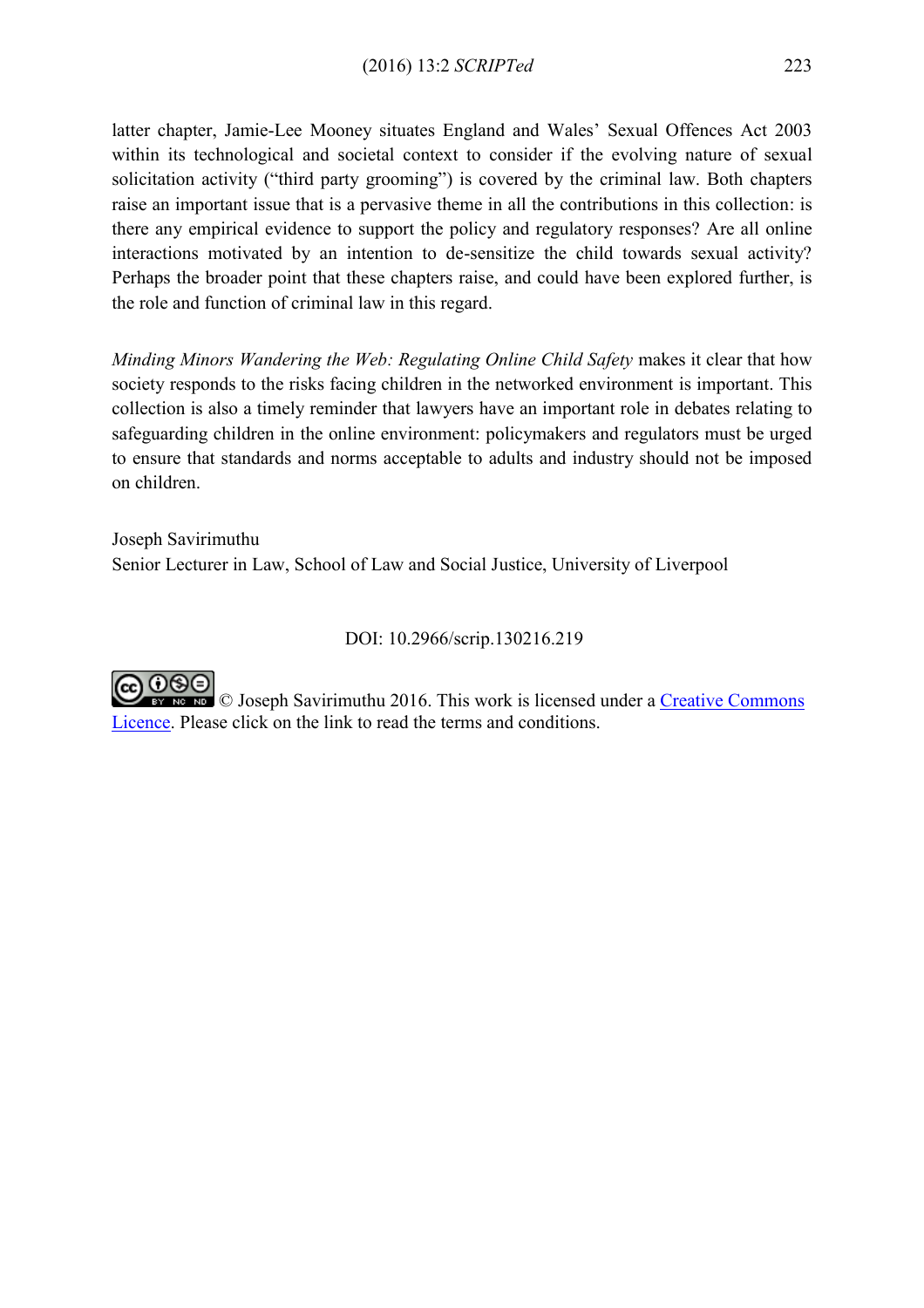latter chapter, Jamie-Lee Mooney situates England and Wales' Sexual Offences Act 2003 within its technological and societal context to consider if the evolving nature of sexual solicitation activity ("third party grooming") is covered by the criminal law. Both chapters raise an important issue that is a pervasive theme in all the contributions in this collection: is there any empirical evidence to support the policy and regulatory responses? Are all online interactions motivated by an intention to de-sensitize the child towards sexual activity? Perhaps the broader point that these chapters raise, and could have been explored further, is the role and function of criminal law in this regard.

*Minding Minors Wandering the Web: Regulating Online Child Safety* makes it clear that how society responds to the risks facing children in the networked environment is important. This collection is also a timely reminder that lawyers have an important role in debates relating to safeguarding children in the online environment: policymakers and regulators must be urged to ensure that standards and norms acceptable to adults and industry should not be imposed on children.

Joseph Savirimuthu
Senior Lecturer in Law, School of Law and Social Justice, University of Liverpool

DOI: 10.2966/scrip.130216.219

© Joseph Savirimuthu 2016. This work is licensed under a [Creative Commons Licence](). Please click on the link to read the terms and conditions.